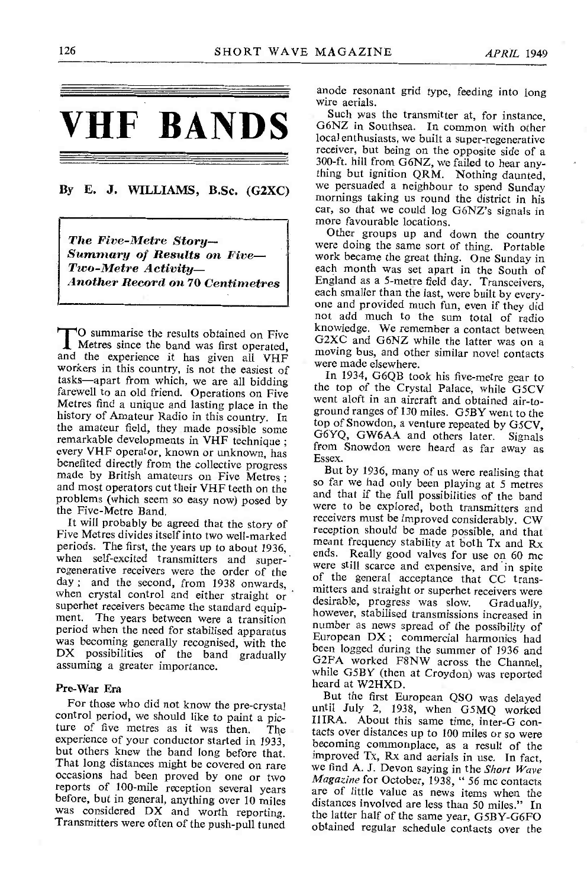# VHF BANDS

**By E. J. WILLIAMS, B.Sc. (G2XC)**

> ***The Five-Metre Story—***
> ***Summary of Results on Five—***
> ***Two-Metre Activity—***
> ***Another Record on 70 Centimetres***

To summarise the results obtained on Five Metres since the band was first operated, and the experience it has given all VHF workers in this country, is not the easiest of tasks—apart from which, we are all bidding farewell to an old friend. Operations on Five Metres find a unique and lasting place in the history of Amateur Radio in this country. In the amateur field, they made possible some remarkable developments in VHF technique; every VHF operator, known or unknown, has benefited directly from the collective progress made by British amateurs on Five Metres; and most operators cut their VHF teeth on the problems (which seem so easy now) posed by the Five-Metre Band.

It will probably be agreed that the story of Five Metres divides itself into two well-marked periods. The first, the years up to about 1936, when self-excited transmitters and super-regenerative receivers were the order of the day; and the second, from 1938 onwards, when crystal control and either straight or superhet receivers became the standard equipment. The years between were a transition period when the need for stabilised apparatus was becoming generally recognised, with the DX possibilities of the band gradually assuming a greater importance.

### Pre-War Era

For those who did not know the pre-crystal control period, we should like to paint a picture of five metres as it was then. The experience of your conductor started in 1933, but others knew the band long before that. That long distances might be covered on rare occasions had been proved by one or two reports of 100-mile reception several years before, but in general, anything over 10 miles was considered DX and worth reporting. Transmitters were often of the push-pull tuned anode resonant grid type, feeding into long wire aerials.

Such was the transmitter at, for instance, G6NZ in Southsea. In common with other local enthusiasts, we built a super-regenerative receiver, but being on the opposite side of a 300-ft. hill from G6NZ, we failed to hear anything but ignition QRM. Nothing daunted, we persuaded a neighbour to spend Sunday mornings taking us round the district in his car, so that we could log G6NZ's signals in more favourable locations.

Other groups up and down the country were doing the same sort of thing. Portable work became the great thing. One Sunday in each month was set apart in the South of England as a 5-metre field day. Transceivers, each smaller than the last, were built by everyone and provided much fun, even if they did not add much to the sum total of radio knowledge. We remember a contact between G2XC and G6NZ while the latter was on a moving bus, and other similar novel contacts were made elsewhere.

In 1934, G6QB took his five-metre gear to the top of the Crystal Palace, while G5CV went aloft in an aircraft and obtained air-to-ground ranges of 130 miles. G5BY went to the top of Snowdon, a venture repeated by G5CV, G6YQ, GW6AA and others later. Signals from Snowdon were heard as far away as Essex.

But by 1936, many of us were realising that so far we had only been playing at 5 metres and that if the full possibilities of the band were to be explored, both transmitters and receivers must be improved considerably. CW reception should be made possible, and that meant frequency stability at both Tx and Rx ends. Really good valves for use on 60 mc were still scarce and expensive, and in spite of the general acceptance that CC transmitters and straight or superhet receivers were desirable, progress was slow. Gradually, however, stabilised transmissions increased in number as news spread of the possibility of European DX; commercial harmonics had been logged during the summer of 1936 and G2FA worked F8NW across the Channel, while G5BY (then at Croydon) was reported heard at W2HXD.

But the first European QSO was delayed until July 2, 1938, when G5MQ worked I1IRA. About this same time, inter-G contacts over distances up to 100 miles or so were becoming commonplace, as a result of the improved Tx, Rx and aerials in use. In fact, we find A. J. Devon saying in the *Short Wave Magazine* for October, 1938, "56 mc contacts are of little value as news items when the distances involved are less than 50 miles." In the latter half of the same year, G5BY-G6FO obtained regular schedule contacts over the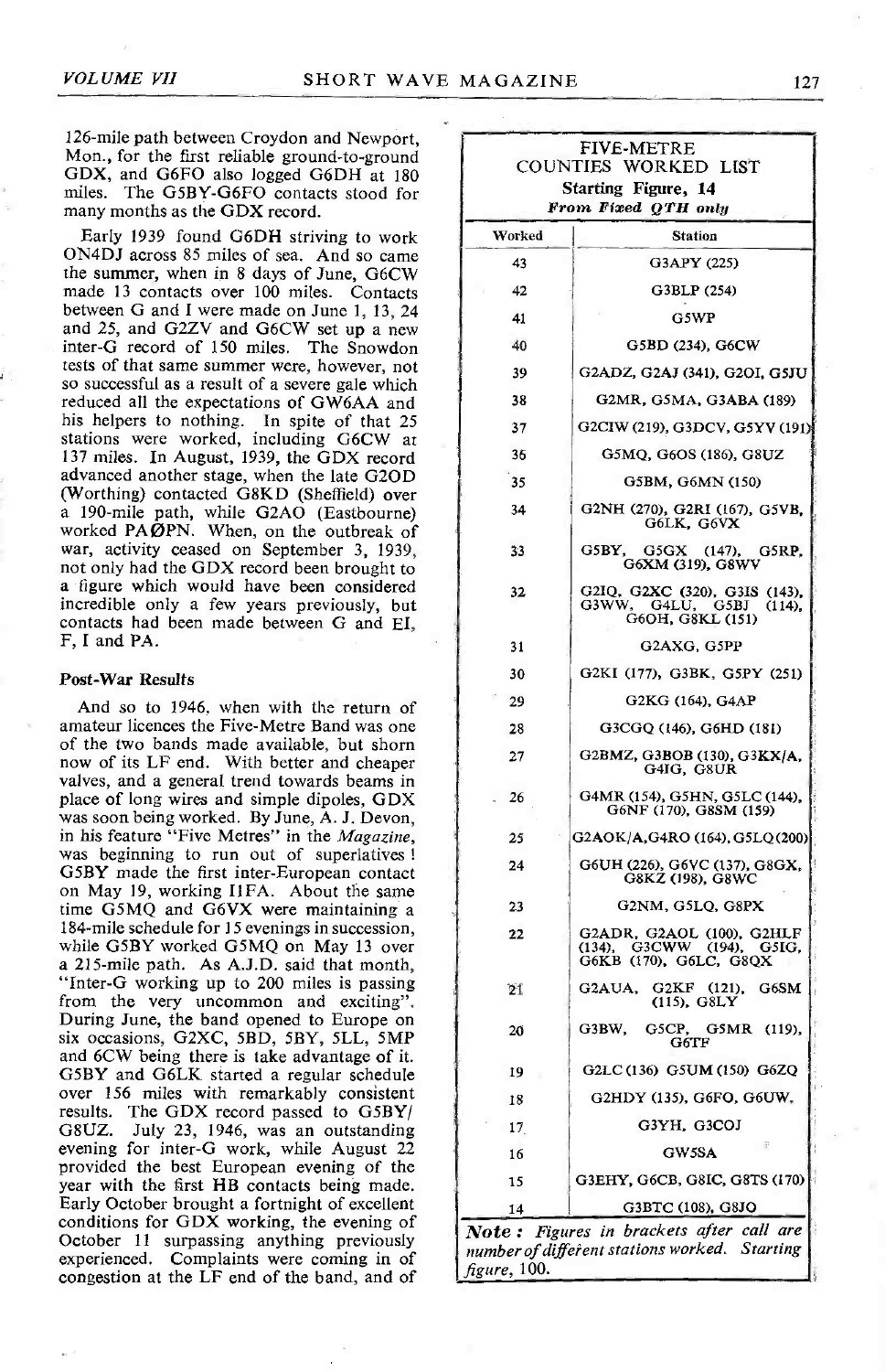126-mile path between Croydon and Newport, Mon., for the first reliable ground-to-ground GDX, and G6FO also logged G6DH at 180 miles. The G5BY-G6FO contacts stood for many months as the GDX record.

Early 1939 found G6DH striving to work ON4DJ across 85 miles of sea. And so came the summer, when in 8 days of June, G6CW made 13 contacts over 100 miles. Contacts between G and I were made on June 1, 13, 24 and 25, and G2ZV and G6CW set up a new inter-G record of 150 miles. The Snowdon tests of that same summer were, however, not so successful as a result of a severe gale which reduced all the expectations of GW6AA and his helpers to nothing. In spite of that 25 stations were worked, including G6CW at 137 miles. In August, 1939, the GDX record advanced another stage, when the late G2OD (Worthing) contacted G8KD (Sheffield) over a 190-mile path, while G2AO (Eastbourne) worked PAØPN. When, on the outbreak of war, activity ceased on September 3, 1939, not only had the GDX record been brought to a figure which would have been considered incredible only a few years previously, but contacts had been made between G and EI, F, I and PA.

### Post-War Results

And so to 1946, when with the return of amateur licences the Five-Metre Band was one of the two bands made available, but shorn now of its LF end. With better and cheaper valves, and a general trend towards beams in place of long wires and simple dipoles, GDX was soon being worked. By June, A. J. Devon, in his feature "Five Metres" in the *Magazine*, was beginning to run out of superlatives! G5BY made the first inter-European contact on May 19, working I1FA. About the same time G5MQ and G6VX were maintaining a 184-mile schedule for 15 evenings in succession, while G5BY worked G5MQ on May 13 over a 215-mile path. As A.J.D. said that month, "Inter-G working up to 200 miles is passing from the very uncommon and exciting". During June, the band opened to Europe on six occasions, G2XC, 5BD, 5BY, 5LL, 5MP and 6CW being there is take advantage of it. G5BY and G6LK started a regular schedule over 156 miles with remarkably consistent results. The GDX record passed to G5BY/G8UZ. July 23, 1946, was an outstanding evening for inter-G work, while August 22 provided the best European evening of the year with the first HB contacts being made. Early October brought a fortnight of excellent conditions for GDX working, the evening of October 11 surpassing anything previously experienced. Complaints were coming in of congestion at the LF end of the band, and of

**FIVE-METRE COUNTIES WORKED LIST**

**Starting Figure, 14**

***From Fixed QTH only***

| Worked | Station |
|---|---|
| 43 | G3APY (225) |
| 42 | G3BLP (254) |
| 41 | G5WP |
| 40 | G5BD (234), G6CW |
| 39 | G2ADZ, G2AJ (341), G2OI, G5JU |
| 38 | G2MR, G5MA, G3ABA (189) |
| 37 | G2CIW (219), G3DCV, G5YV (191) |
| 36 | G5MQ, G6OS (186), G8UZ |
| 35 | G5BM, G6MN (150) |
| 34 | G2NH (270), G2RI (167), G5VB, G6LK, G6VX |
| 33 | G5BY, G5GX (147), G5RP, G6XM (319), G8WV |
| 32 | G2IQ, G2XC (320), G3IS (143), G3WW, G4LU, G5BJ (114), G6OH, G8KL (151) |
| 31 | G2AXG, G5PP |
| 30 | G2KI (177), G3BK, G5PY (251) |
| 29 | G2KG (164), G4AP |
| 28 | G3CGQ (146), G6HD (181) |
| 27 | G2BMZ, G3BOB (130), G3KX/A, G4IG, G8UR |
| 26 | G4MR (154), G5HN, G5LC (144), G6NF (170), G8SM (159) |
| 25 | G2AOK/A, G4RO (164), G5LQ (200) |
| 24 | G6UH (226), G6VC (137), G8GX, G8KZ (198), G8WC |
| 23 | G2NM, G5LQ, G8PX |
| 22 | G2ADR, G2AOL (100), G2HLF (134), G3CWW (194), G5IG, G6KB (170), G6LC, G8QX |
| 21 | G2AUA, G2KF (121), G6SM (115), G8LY |
| 20 | G3BW, G5CP, G5MR (119), G6TF |
| 19 | G2LC (136) G5UM (150) G6ZQ |
| 18 | G2HDY (135), G6FO, G6UW, |
| 17 | G3YH, G3COJ |
| 16 | GW5SA |
| 15 | G3EHY, G6CB, G8IC, G8TS (170) |
| 14 | G3BTC (108), G8JO |

***Note :*** *Figures in brackets after call are number of different stations worked. Starting figure,* 100.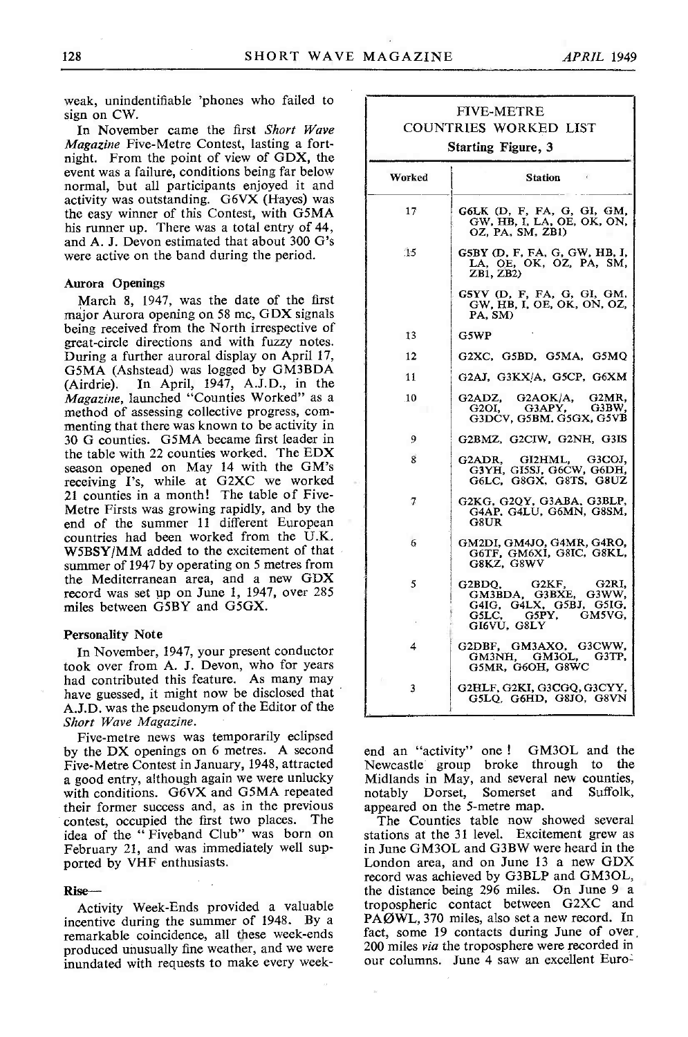weak, unindentifiable 'phones who failed to sign on CW.

In November came the first *Short Wave Magazine* Five-Metre Contest, lasting a fortnight. From the point of view of GDX, the event was a failure, conditions being far below normal, but all participants enjoyed it and activity was outstanding. G6VX (Hayes) was the easy winner of this Contest, with G5MA his runner up. There was a total entry of 44, and A. J. Devon estimated that about 300 G's were active on the band during the period.

### Aurora Openings

March 8, 1947, was the date of the first major Aurora opening on 58 mc, GDX signals being received from the North irrespective of great-circle directions and with fuzzy notes. During a further auroral display on April 17, G5MA (Ashstead) was logged by GM3BDA (Airdrie). In April, 1947, A.J.D., in the *Magazine*, launched "Counties Worked" as a method of assessing collective progress, commenting that there was known to be activity in 30 G counties. G5MA became first leader in the table with 22 counties worked. The EDX season opened on May 14 with the GM's receiving I's, while at G2XC we worked 21 counties in a month! The table of Five-Metre Firsts was growing rapidly, and by the end of the summer 11 different European countries had been worked from the U.K. W5BSY/MM added to the excitement of that summer of 1947 by operating on 5 metres from the Mediterranean area, and a new GDX record was set up on June 1, 1947, over 285 miles between G5BY and G5GX.

### Personality Note

In November, 1947, your present conductor took over from A. J. Devon, who for years had contributed this feature. As many may have guessed, it might now be disclosed that A.J.D. was the pseudonym of the Editor of the *Short Wave Magazine*.

Five-metre news was temporarily eclipsed by the DX openings on 6 metres. A second Five-Metre Contest in January, 1948, attracted a good entry, although again we were unlucky with conditions. G6VX and G5MA repeated their former success and, as in the previous contest, occupied the first two places. The idea of the "Fiveband Club" was born on February 21, and was immediately well supported by VHF enthusiasts.

### Rise—

Activity Week-Ends provided a valuable incentive during the summer of 1948. By a remarkable coincidence, all these week-ends produced unusually fine weather, and we were inundated with requests to make every week-end an "activity" one! GM3OL and the Newcastle group broke through to the Midlands in May, and several new counties, notably Dorset, Somerset and Suffolk, appeared on the 5-metre map.

The Counties table now showed several stations at the 31 level. Excitement grew as in June GM3OL and G3BW were heard in the London area, and on June 13 a new GDX record was achieved by G3BLP and GM3OL, the distance being 296 miles. On June 9 a tropospheric contact between G2XC and PAØWL, 370 miles, also set a new record. In fact, some 19 contacts during June of over 200 miles *via* the troposphere were recorded in our columns. June 4 saw an excellent Euro-

**FIVE-METRE COUNTRIES WORKED LIST**
**Starting Figure, 3**

| Worked | Station |
|---|---|
| 17 | G6LK (D, F, FA, G, GI, GM, GW, HB, I, LA, OE, OK, ON, OZ, PA, SM, ZB1) |
| 15 | G5BY (D, F, FA, G, GW, HB, I, LA, OE, OK, OZ, PA, SM, ZB1, ZB2) |
| | G5YV (D, F, FA, G, GI, GM, GW, HB, I, OE, OK, ON, OZ, PA, SM) |
| 13 | G5WP |
| 12 | G2XC, G5BD, G5MA, G5MQ |
| 11 | G2AJ, G3KX/A, G5CP, G6XM |
| 10 | G2ADZ, G2AOK/A, G2MR, G2OI, G3APY, G3BW, G3DCV, G5BM, G5GX, G5VB |
| 9 | G2BMZ, G2CIW, G2NH, G3IS |
| 8 | G2ADR, GI2HML, G3COJ, G3YH, GI5SJ, G6CW, G6DH, G6LC, G8GX, G8TS, G8UZ |
| 7 | G2KG, G2QY, G3ABA, G3BLP, G4AP, G4LU, G6MN, G8SM, G8UR |
| 6 | GM2DI, GM4JO, G4MR, G4RO, G6TF, GM6XI, G8IC, G8KL, G8KZ, G8WV |
| 5 | G2BDQ, G2KF, G2RI, GM3BDA, G3BXE, G3WW, G4IG, G4LX, G5BJ, G5IG, G5LC, G5PY, GM5VG, GI6VU, G8LY |
| 4 | G2DBF, GM3AXO, G3CWW, GM3NH, GM3OL, G3TP, G5MR, G6OH, G8WC |
| 3 | G2HLF, G2KI, G3CGQ, G3CYY, G5LQ, G6HD, G8JO, G8VN |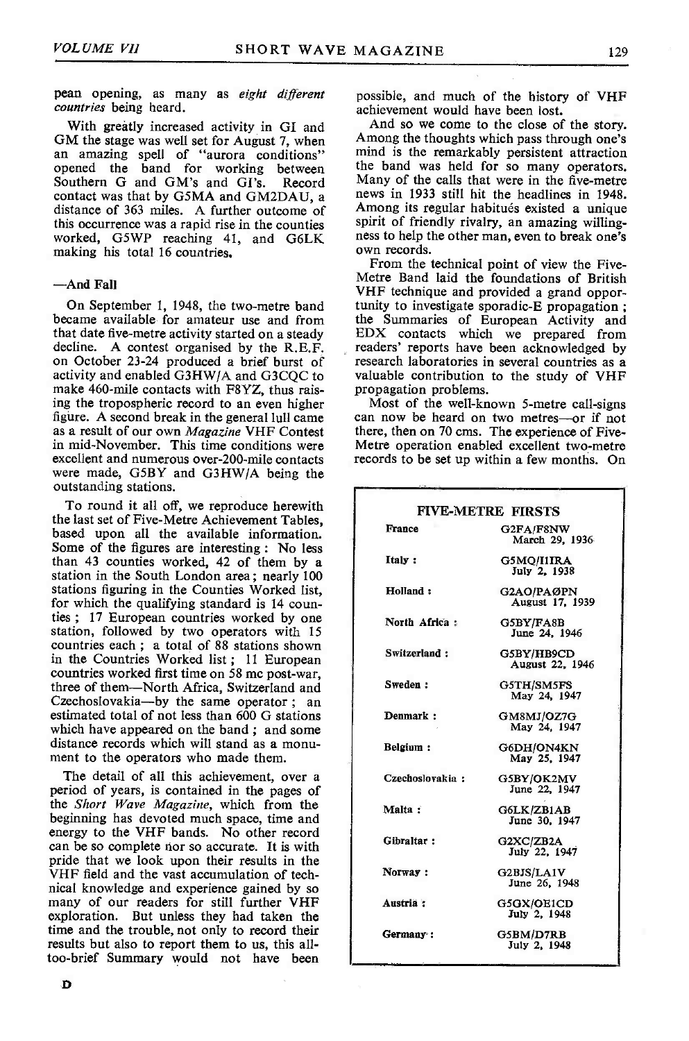pean opening, as many as *eight different countries* being heard.

With greatly increased activity in GI and GM the stage was well set for August 7, when an amazing spell of "aurora conditions" opened the band for working between Southern G and GM's and GI's. Record contact was that by G5MA and GM2DAU, a distance of 363 miles. A further outcome of this occurrence was a rapid rise in the counties worked, G5WP reaching 41, and G6LK making his total 16 countries.

## —And Fall

On September 1, 1948, the two-metre band became available for amateur use and from that date five-metre activity started on a steady decline. A contest organised by the R.E.F. on October 23-24 produced a brief burst of activity and enabled G3HW/A and G3CQC to make 460-mile contacts with F8YZ, thus raising the tropospheric record to an even higher figure. A second break in the general lull came as a result of our own *Magazine* VHF Contest in mid-November. This time conditions were excellent and numerous over-200-mile contacts were made, G5BY and G3HW/A being the outstanding stations.

To round it all off, we reproduce herewith the last set of Five-Metre Achievement Tables, based upon all the available information. Some of the figures are interesting: No less than 43 counties worked, 42 of them by a station in the South London area; nearly 100 stations figuring in the Counties Worked list, for which the qualifying standard is 14 counties; 17 European countries worked by one station, followed by two operators with 15 countries each; a total of 88 stations shown in the Countries Worked list; 11 European countries worked first time on 58 mc post-war, three of them—North Africa, Switzerland and Czechoslovakia—by the same operator; an estimated total of not less than 600 G stations which have appeared on the band; and some distance records which will stand as a monument to the operators who made them.

The detail of all this achievement, over a period of years, is contained in the pages of the *Short Wave Magazine*, which from the beginning has devoted much space, time and energy to the VHF bands. No other record can be so complete nor so accurate. It is with pride that we look upon their results in the VHF field and the vast accumulation of technical knowledge and experience gained by so many of our readers for still further VHF exploration. But unless they had taken the time and the trouble, not only to record their results but also to report them to us, this all-too-brief Summary would not have been possible, and much of the history of VHF achievement would have been lost.

And so we come to the close of the story. Among the thoughts which pass through one's mind is the remarkably persistent attraction the band was held for so many operators. Many of the calls that were in the five-metre news in 1933 still hit the headlines in 1948. Among its regular habitués existed a unique spirit of friendly rivalry, an amazing willingness to help the other man, even to break one's own records.

From the technical point of view the Five-Metre Band laid the foundations of British VHF technique and provided a grand opportunity to investigate sporadic-E propagation; the Summaries of European Activity and EDX contacts which we prepared from readers' reports have been acknowledged by research laboratories in several countries as a valuable contribution to the study of VHF propagation problems.

Most of the well-known 5-metre call-signs can now be heard on two metres—or if not there, then on 70 cms. The experience of Five-Metre operation enabled excellent two-metre records to be set up within a few months. On

### FIVE-METRE FIRSTS

| Country | Stations / Date |
|---|---|
| France | G2FA/F8NW, March 29, 1936 |
| Italy : | G5MQ/I1IRA, July 2, 1938 |
| Holland : | G2AO/PAØPN, August 17, 1939 |
| North Africa : | G5BY/FA8B, June 24, 1946 |
| Switzerland : | G5BY/HB9CD, August 22, 1946 |
| Sweden : | G5TH/SM5FS, May 24, 1947 |
| Denmark : | GM8MJ/OZ7G, May 24, 1947 |
| Belgium : | G6DH/ON4KN, May 25, 1947 |
| Czechoslovakia : | G5BY/OK2MV, June 22, 1947 |
| Malta : | G6LK/ZB1AB, June 30, 1947 |
| Gibraltar : | G2XC/ZB2A, July 22, 1947 |
| Norway : | G2BJS/LA1V, June 26, 1948 |
| Austria : | G5GX/OE1CD, July 2, 1948 |
| Germany : | G5BM/D7RB, July 2, 1948 |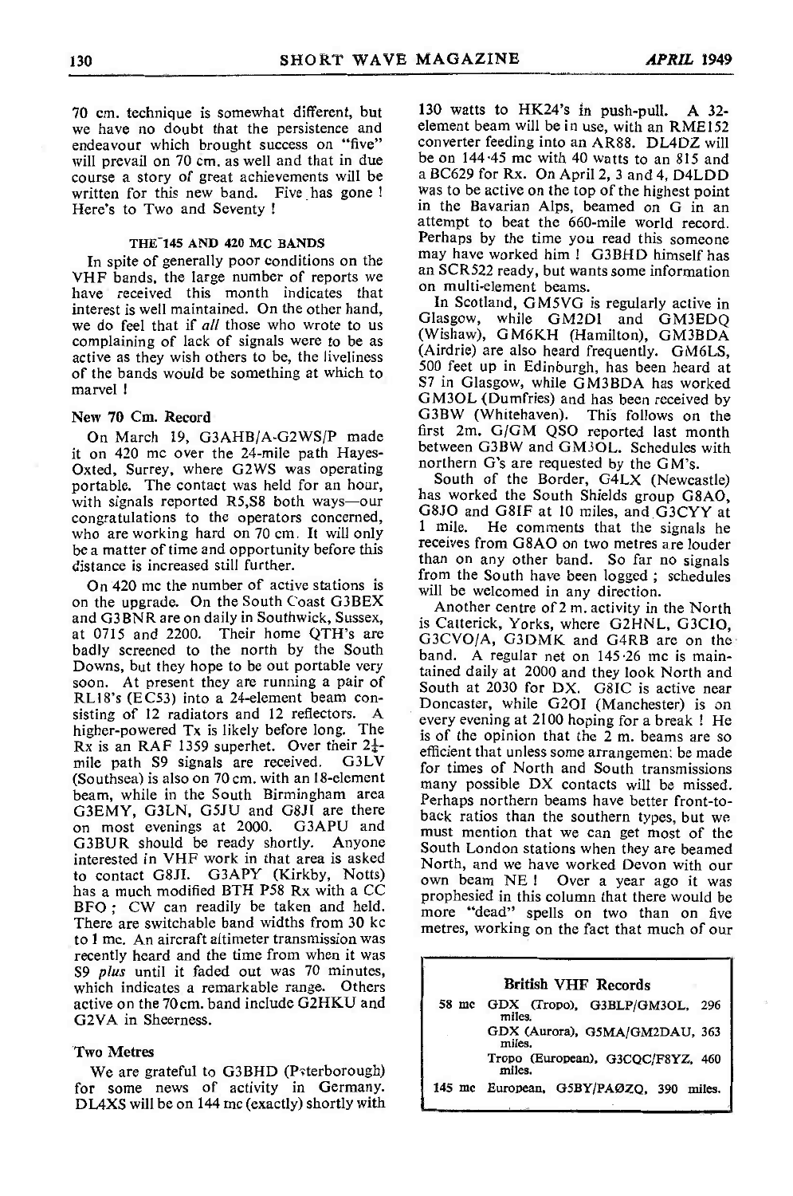70 cm. technique is somewhat different, but we have no doubt that the persistence and endeavour which brought success on "five" will prevail on 70 cm. as well and that in due course a story of great achievements will be written for this new band. Five has gone! Here's to Two and Seventy!

### THE 145 AND 420 MC BANDS

In spite of generally poor conditions on the VHF bands, the large number of reports we have received this month indicates that interest is well maintained. On the other hand, we do feel that if *all* those who wrote to us complaining of lack of signals were to be as active as they wish others to be, the liveliness of the bands would be something at which to marvel!

#### New 70 Cm. Record

On March 19, G3AHB/A-G2WS/P made it on 420 mc over the 24-mile path Hayes-Oxted, Surrey, where G2WS was operating portable. The contact was held for an hour, with signals reported R5,S8 both ways—our congratulations to the operators concerned, who are working hard on 70 cm. It will only be a matter of time and opportunity before this distance is increased still further.

On 420 mc the number of active stations is on the upgrade. On the South Coast G3BEX and G3BNR are on daily in Southwick, Sussex, at 0715 and 2200. Their home QTH's are badly screened to the north by the South Downs, but they hope to be out portable very soon. At present they are running a pair of RL18's (EC53) into a 24-element beam consisting of 12 radiators and 12 reflectors. A higher-powered Tx is likely before long. The Rx is an RAF 1359 superhet. Over their 2½-mile path S9 signals are received. G3LV (Southsea) is also on 70 cm. with an 18-element beam, while in the South Birmingham area G3EMY, G3LN, G5JU and G8JI are there on most evenings at 2000. G3APU and G3BUR should be ready shortly. Anyone interested in VHF work in that area is asked to contact G8JI. G3APY (Kirkby, Notts) has a much modified BTH P58 Rx with a CC BFO; CW can readily be taken and held. There are switchable band widths from 30 kc to 1 mc. An aircraft altimeter transmission was recently heard and the time from when it was S9 *plus* until it faded out was 70 minutes, which indicates a remarkable range. Others active on the 70 cm. band include G2HKU and G2VA in Sheerness.

#### Two Metres

We are grateful to G3BHD (Peterborough) for some news of activity in Germany. DL4XS will be on 144 mc (exactly) shortly with 130 watts to HK24's in push-pull. A 32-element beam will be in use, with an RME152 converter feeding into an AR88. DL4DZ will be on 144·45 mc with 40 watts to an 815 and a BC629 for Rx. On April 2, 3 and 4, D4LDD was to be active on the top of the highest point in the Bavarian Alps, beamed on G in an attempt to beat the 660-mile world record. Perhaps by the time you read this someone may have worked him! G3BHD himself has an SCR522 ready, but wants some information on multi-element beams.

In Scotland, GM5VG is regularly active in Glasgow, while GM2DI and GM3EDQ (Wishaw), GM6KH (Hamilton), GM3BDA (Airdrie) are also heard frequently. GM6LS, 500 feet up in Edinburgh, has been heard at S7 in Glasgow, while GM3BDA has worked GM3OL (Dumfries) and has been received by G3BW (Whitehaven). This follows on the first 2m. G/GM QSO reported last month between G3BW and GM3OL. Schedules with northern G's are requested by the GM's.

South of the Border, G4LX (Newcastle) has worked the South Shields group G8AO, G8JO and G8IF at 10 miles, and G3CYY at 1 mile. He comments that the signals he receives from G8AO on two metres are louder than on any other band. So far no signals from the South have been logged; schedules will be welcomed in any direction.

Another centre of 2 m. activity in the North is Catterick, Yorks, where G2HNL, G3CIO, G3CVO/A, G3DMK and G4RB are on the band. A regular net on 145·26 mc is maintained daily at 2000 and they look North and South at 2030 for DX. G8IC is active near Doncaster, while G2OI (Manchester) is on every evening at 2100 hoping for a break! He is of the opinion that the 2 m. beams are so efficient that unless some arrangement be made for times of North and South transmissions many possible DX contacts will be missed. Perhaps northern beams have better front-to-back ratios than the southern types, but we must mention that we can get most of the South London stations when they are beamed North, and we have worked Devon with our own beam NE! Over a year ago it was prophesied in this column that there would be more "dead" spells on two than on five metres, working on the fact that much of our

**British VHF Records**

| | |
|---|---|
| 58 mc | GDX (Tropo), G3BLP/GM3OL, 296 miles. |
| | GDX (Aurora), G5MA/GM2DAU, 363 miles. |
| | Tropo (European), G3CQC/F8YZ, 460 miles. |
| 145 mc | European, G5BY/PAØZQ, 390 miles. |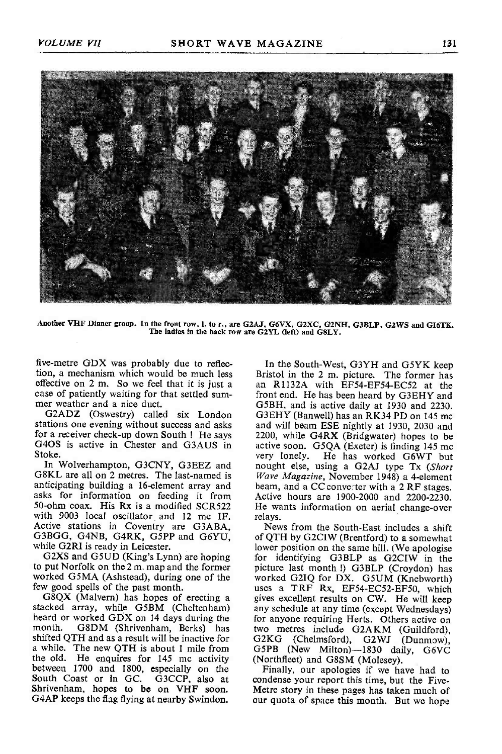Another VHF Dinner group. In the front row, l. to r., are G2AJ, G6VX, G2XC, G2NH, G3BLP, G2WS and GI6TK. The ladies in the back row are G2YL (left) and G8LY.

five-metre GDX was probably due to reflection, a mechanism which would be much less effective on 2 m. So we feel that it is just a case of patiently waiting for that settled summer weather and a nice duct.

G2ADZ (Oswestry) called six London stations one evening without success and asks for a receiver check-up down South ! He says G4OS is active in Chester and G3AUS in Stoke.

In Wolverhampton, G3CNY, G3EEZ and G8KL are all on 2 metres. The last-named is anticipating building a 16-element array and asks for information on feeding it from 50-ohm coax. His Rx is a modified SCR522 with 9003 local oscillator and 12 mc IF. Active stations in Coventry are G3ABA, G3BGG, G4NB, G4RK, G5PP and G6YU, while G2RI is ready in Leicester.

G2XS and G5UD (King's Lynn) are hoping to put Norfolk on the 2 m. map and the former worked G5MA (Ashstead), during one of the few good spells of the past month.

G8QX (Malvern) has hopes of erecting a stacked array, while G5BM (Cheltenham) heard or worked GDX on 14 days during the month. G8DM (Shrivenham, Berks) has shifted QTH and as a result will be inactive for a while. The new QTH is about 1 mile from the old. He enquires for 145 mc activity between 1700 and 1800, especially on the South Coast or in GC. G3CCP, also at Shrivenham, hopes to be on VHF soon. G4AP keeps the flag flying at nearby Swindon.

In the South-West, G3YH and G5YK keep Bristol in the 2 m. picture. The former has an R1132A with EF54-EF54-EC52 at the front end. He has been heard by G3EHY and G5BH, and is active daily at 1930 and 2230. G3EHY (Banwell) has an RK34 PD on 145 mc and will beam ESE nightly at 1930, 2030 and 2200, while G4RX (Bridgwater) hopes to be active soon. G5QA (Exeter) is finding 145 mc very lonely. He has worked G6WT but nought else, using a G2AJ type Tx (*Short Wave Magazine*, November 1948) a 4-element beam, and a CC converter with a 2 RF stages. Active hours are 1900-2000 and 2200-2230. He wants information on aerial change-over relays.

News from the South-East includes a shift of QTH by G2CIW (Brentford) to a somewhat lower position on the same hill. (We apologise for identifying G3BLP as G2CIW in the picture last month !) G3BLP (Croydon) has worked G2IQ for DX. G5UM (Knebworth) uses a TRF Rx, EF54-EC52-EF50, which gives excellent results on CW. He will keep any schedule at any time (except Wednesdays) for anyone requiring Herts. Others active on two metres include G2AKM (Guildford), G2KG (Chelmsford), G2WJ (Dunmow), G5PB (New Milton)—1830 daily, G6VC (Northfleet) and G8SM (Molesey).

Finally, our apologies if we have had to condense your report this time, but the Five-Metre story in these pages has taken much of our quota of space this month. But we hope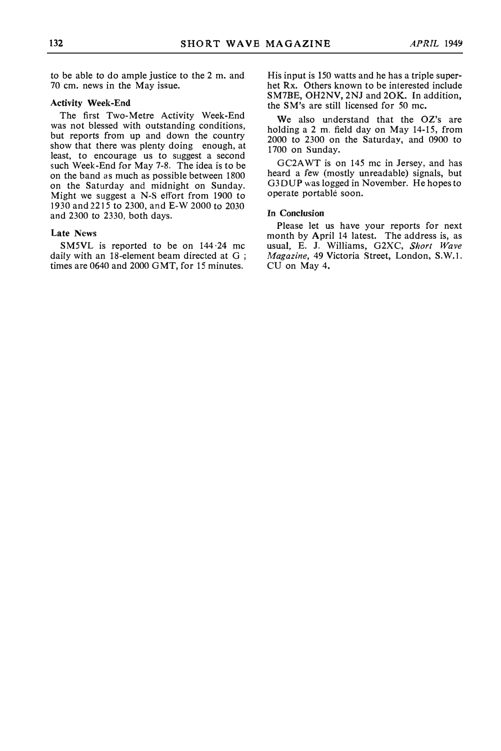to be able to do ample justice to the 2 m. and 70 cm. news in the May issue.

### Activity Week-End

The first Two-Metre Activity Week-End was not blessed with outstanding conditions, but reports from up and down the country show that there was plenty doing enough, at least, to encourage us to suggest a second such Week-End for May 7-8. The idea is to be on the band as much as possible between 1800 on the Saturday and midnight on Sunday. Might we suggest a N-S effort from 1900 to 1930 and 2215 to 2300, and E-W 2000 to 2030 and 2300 to 2330, both days.

### Late News

SM5VL is reported to be on 144·24 mc daily with an 18-element beam directed at G ; times are 0640 and 2000 GMT, for 15 minutes. His input is 150 watts and he has a triple superhet Rx. Others known to be interested include SM7BE, OH2NV, 2NJ and 2OK. In addition, the SM's are still licensed for 50 mc.

We also understand that the OZ's are holding a 2 m. field day on May 14-15, from 2000 to 2300 on the Saturday, and 0900 to 1700 on Sunday.

GC2AWT is on 145 mc in Jersey, and has heard a few (mostly unreadable) signals, but G3DUP was logged in November. He hopes to operate portable soon.

### In Conclusion

Please let us have your reports for next month by April 14 latest. The address is, as usual, E. J. Williams, G2XC, *Short Wave Magazine*, 49 Victoria Street, London, S.W.1. CU on May 4.